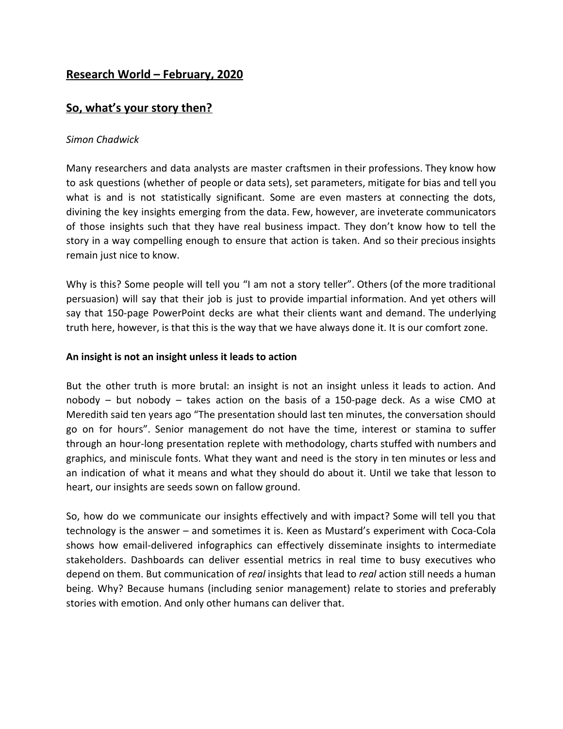## Research World – February, 2020

## So, what's your story then?

*Simon Chadwick*

Many researchers and data analysts are master craftsmen in their professions. They know how to ask questions (whether of people or data sets), set parameters, mitigate for bias and tell you what is and is not statistically significant. Some are even masters at connecting the dots, divining the key insights emerging from the data. Few, however, are inveterate communicators of those insights such that they have real business impact. They don't know how to tell the story in a way compelling enough to ensure that action is taken. And so their precious insights remain just nice to know.

Why is this? Some people will tell you "I am not a story teller". Others (of the more traditional persuasion) will say that their job is just to provide impartial information. And yet others will say that 150-page PowerPoint decks are what their clients want and demand. The underlying truth here, however, is that this is the way that we have always done it. It is our comfort zone.

**An insight is not an insight unless it leads to action**

But the other truth is more brutal: an insight is not an insight unless it leads to action. And nobody – but nobody – takes action on the basis of a 150-page deck. As a wise CMO at Meredith said ten years ago "The presentation should last ten minutes, the conversation should go on for hours". Senior management do not have the time, interest or stamina to suffer through an hour-long presentation replete with methodology, charts stuffed with numbers and graphics, and miniscule fonts. What they want and need is the story in ten minutes or less and an indication of what it means and what they should do about it. Until we take that lesson to heart, our insights are seeds sown on fallow ground.

So, how do we communicate our insights effectively and with impact? Some will tell you that technology is the answer – and sometimes it is. Keen as Mustard's experiment with Coca-Cola shows how email-delivered infographics can effectively disseminate insights to intermediate stakeholders. Dashboards can deliver essential metrics in real time to busy executives who depend on them. But communication of *real* insights that lead to *real* action still needs a human being. Why? Because humans (including senior management) relate to stories and preferably stories with emotion. And only other humans can deliver that.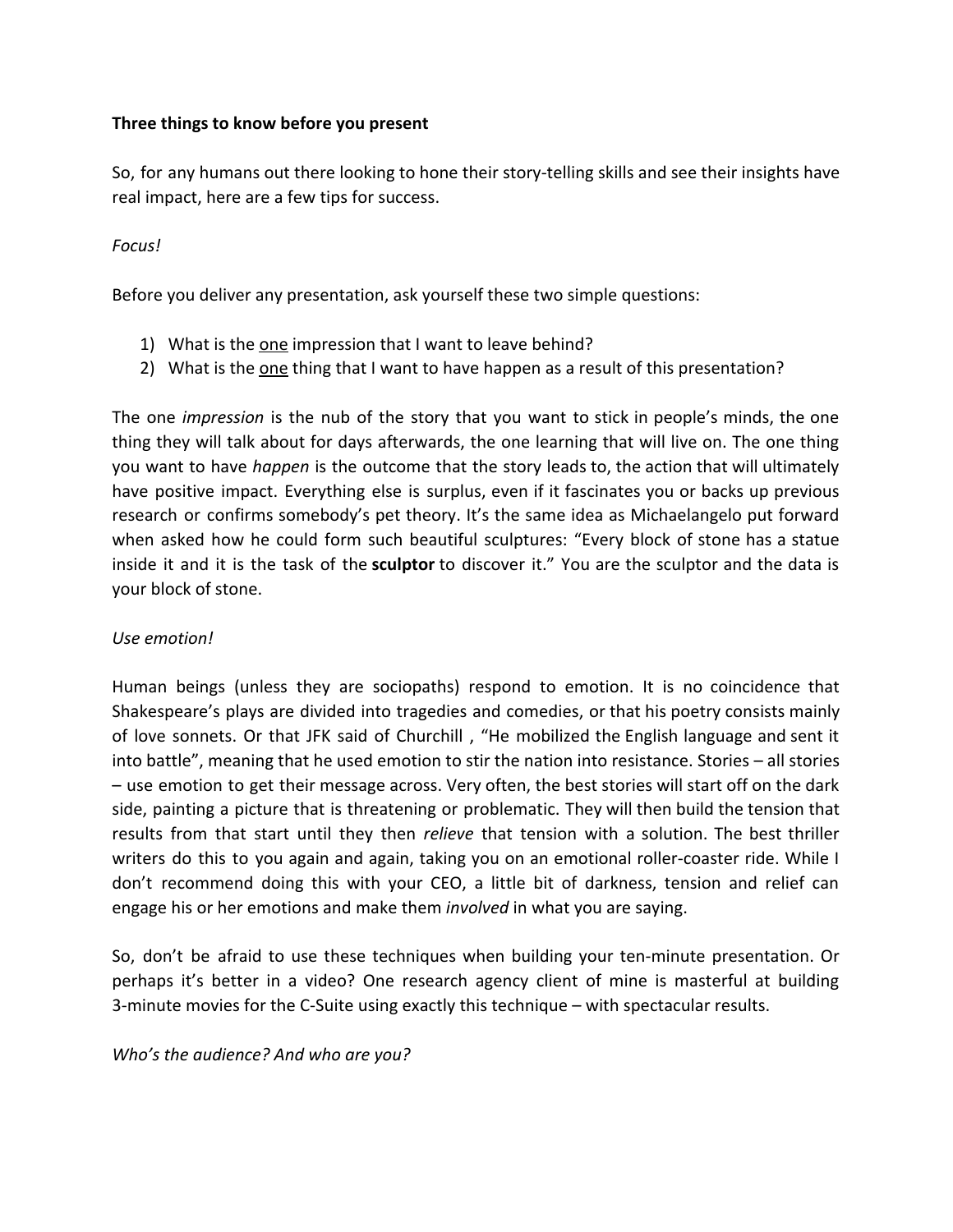**Three things to know before you present**

So, for any humans out there looking to hone their story-telling skills and see their insights have real impact, here are a few tips for success.

*Focus!*

Before you deliver any presentation, ask yourself these two simple questions:

1) What is the <u>one</u> impression that I want to leave behind?
2) What is the <u>one</u> thing that I want to have happen as a result of this presentation?

The one *impression* is the nub of the story that you want to stick in people's minds, the one thing they will talk about for days afterwards, the one learning that will live on. The one thing you want to have *happen* is the outcome that the story leads to, the action that will ultimately have positive impact. Everything else is surplus, even if it fascinates you or backs up previous research or confirms somebody's pet theory. It's the same idea as Michaelangelo put forward when asked how he could form such beautiful sculptures: "Every block of stone has a statue inside it and it is the task of the **sculptor** to discover it." You are the sculptor and the data is your block of stone.

*Use emotion!*

Human beings (unless they are sociopaths) respond to emotion. It is no coincidence that Shakespeare's plays are divided into tragedies and comedies, or that his poetry consists mainly of love sonnets. Or that JFK said of Churchill , "He mobilized the English language and sent it into battle", meaning that he used emotion to stir the nation into resistance. Stories – all stories – use emotion to get their message across. Very often, the best stories will start off on the dark side, painting a picture that is threatening or problematic. They will then build the tension that results from that start until they then *relieve* that tension with a solution. The best thriller writers do this to you again and again, taking you on an emotional roller-coaster ride. While I don't recommend doing this with your CEO, a little bit of darkness, tension and relief can engage his or her emotions and make them *involved* in what you are saying.

So, don't be afraid to use these techniques when building your ten-minute presentation. Or perhaps it's better in a video? One research agency client of mine is masterful at building 3-minute movies for the C-Suite using exactly this technique – with spectacular results.

*Who's the audience? And who are you?*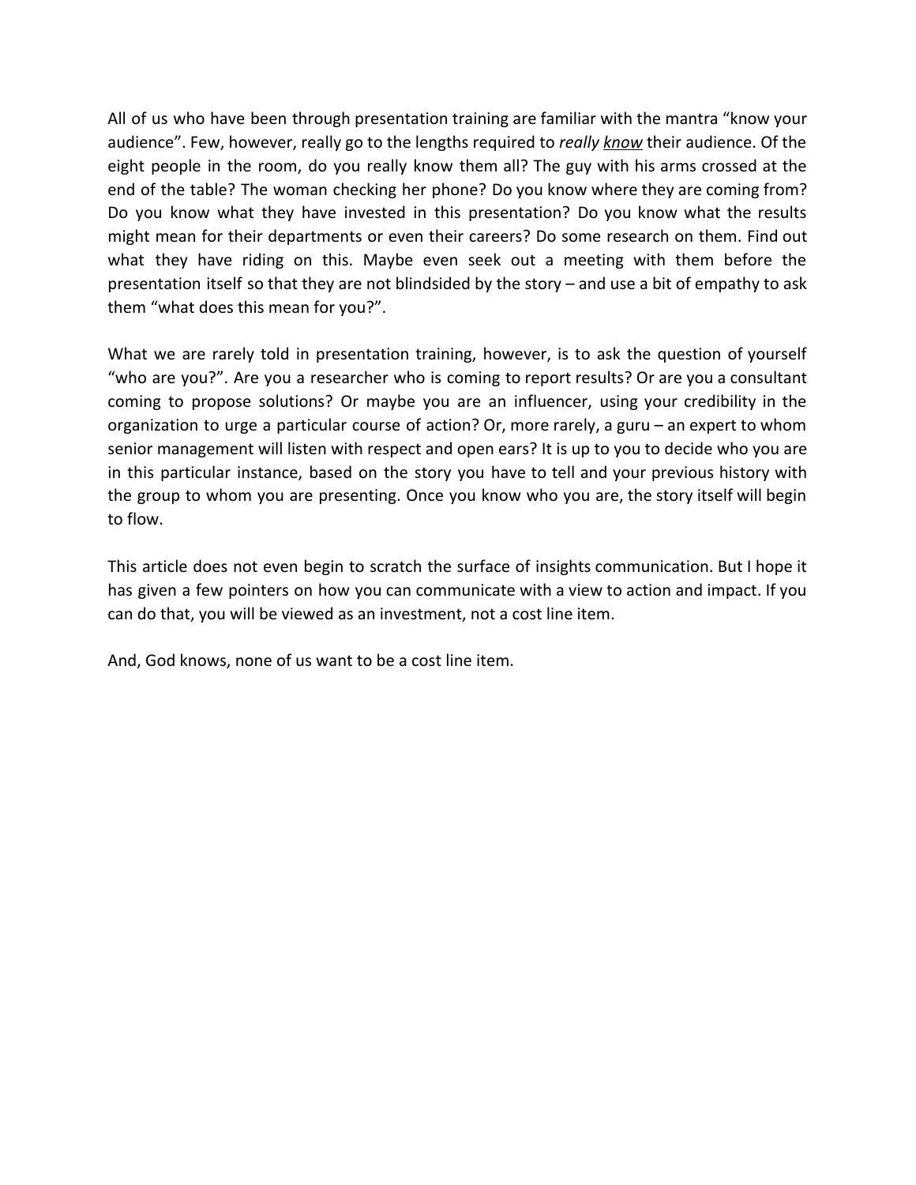All of us who have been through presentation training are familiar with the mantra "know your audience". Few, however, really go to the lengths required to *really* <u>know</u> their audience. Of the eight people in the room, do you really know them all? The guy with his arms crossed at the end of the table? The woman checking her phone? Do you know where they are coming from? Do you know what they have invested in this presentation? Do you know what the results might mean for their departments or even their careers? Do some research on them. Find out what they have riding on this. Maybe even seek out a meeting with them before the presentation itself so that they are not blindsided by the story – and use a bit of empathy to ask them "what does this mean for you?".

What we are rarely told in presentation training, however, is to ask the question of yourself "who are you?". Are you a researcher who is coming to report results? Or are you a consultant coming to propose solutions? Or maybe you are an influencer, using your credibility in the organization to urge a particular course of action? Or, more rarely, a guru – an expert to whom senior management will listen with respect and open ears? It is up to you to decide who you are in this particular instance, based on the story you have to tell and your previous history with the group to whom you are presenting. Once you know who you are, the story itself will begin to flow.

This article does not even begin to scratch the surface of insights communication. But I hope it has given a few pointers on how you can communicate with a view to action and impact. If you can do that, you will be viewed as an investment, not a cost line item.

And, God knows, none of us want to be a cost line item.